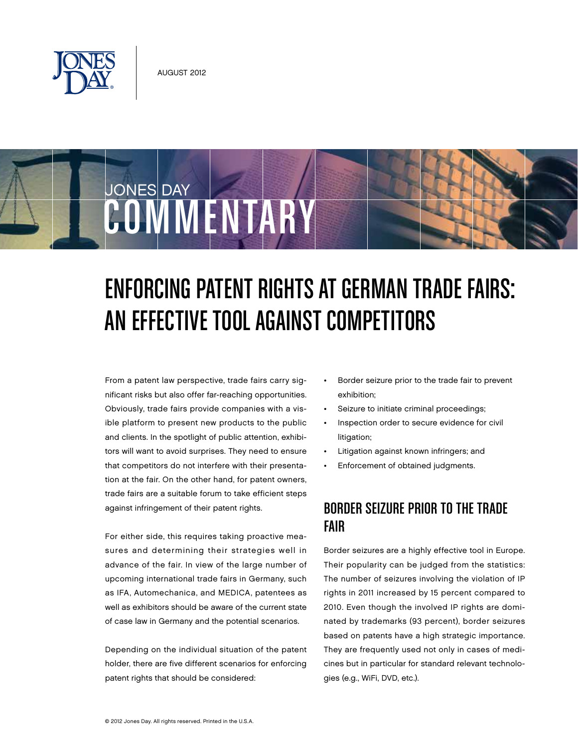AUGUST 2012

JONES DAY COMMENTARY

# ENFORCING PATENT RIGHTS AT GERMAN TRADE FAIRS: AN EFFECTIVE TOOL AGAINST COMPETITORS

From a patent law perspective, trade fairs carry significant risks but also offer far-reaching opportunities. Obviously, trade fairs provide companies with a visible platform to present new products to the public and clients. In the spotlight of public attention, exhibitors will want to avoid surprises. They need to ensure that competitors do not interfere with their presentation at the fair. On the other hand, for patent owners, trade fairs are a suitable forum to take efficient steps against infringement of their patent rights.

For either side, this requires taking proactive measures and determining their strategies well in advance of the fair. In view of the large number of upcoming international trade fairs in Germany, such as IFA, Automechanica, and MEDICA, patentees as well as exhibitors should be aware of the current state of case law in Germany and the potential scenarios.

Depending on the individual situation of the patent holder, there are five different scenarios for enforcing patent rights that should be considered:

- Border seizure prior to the trade fair to prevent exhibition;
- Seizure to initiate criminal proceedings;
- Inspection order to secure evidence for civil litigation;
- Litigation against known infringers; and
- Enforcement of obtained judgments.

## BORDER SEIZURE PRIOR TO THE TRADE FAIR

Border seizures are a highly effective tool in Europe. Their popularity can be judged from the statistics: The number of seizures involving the violation of IP rights in 2011 increased by 15 percent compared to 2010. Even though the involved IP rights are dominated by trademarks (93 percent), border seizures based on patents have a high strategic importance. They are frequently used not only in cases of medicines but in particular for standard relevant technologies (e.g., WiFi, DVD, etc.).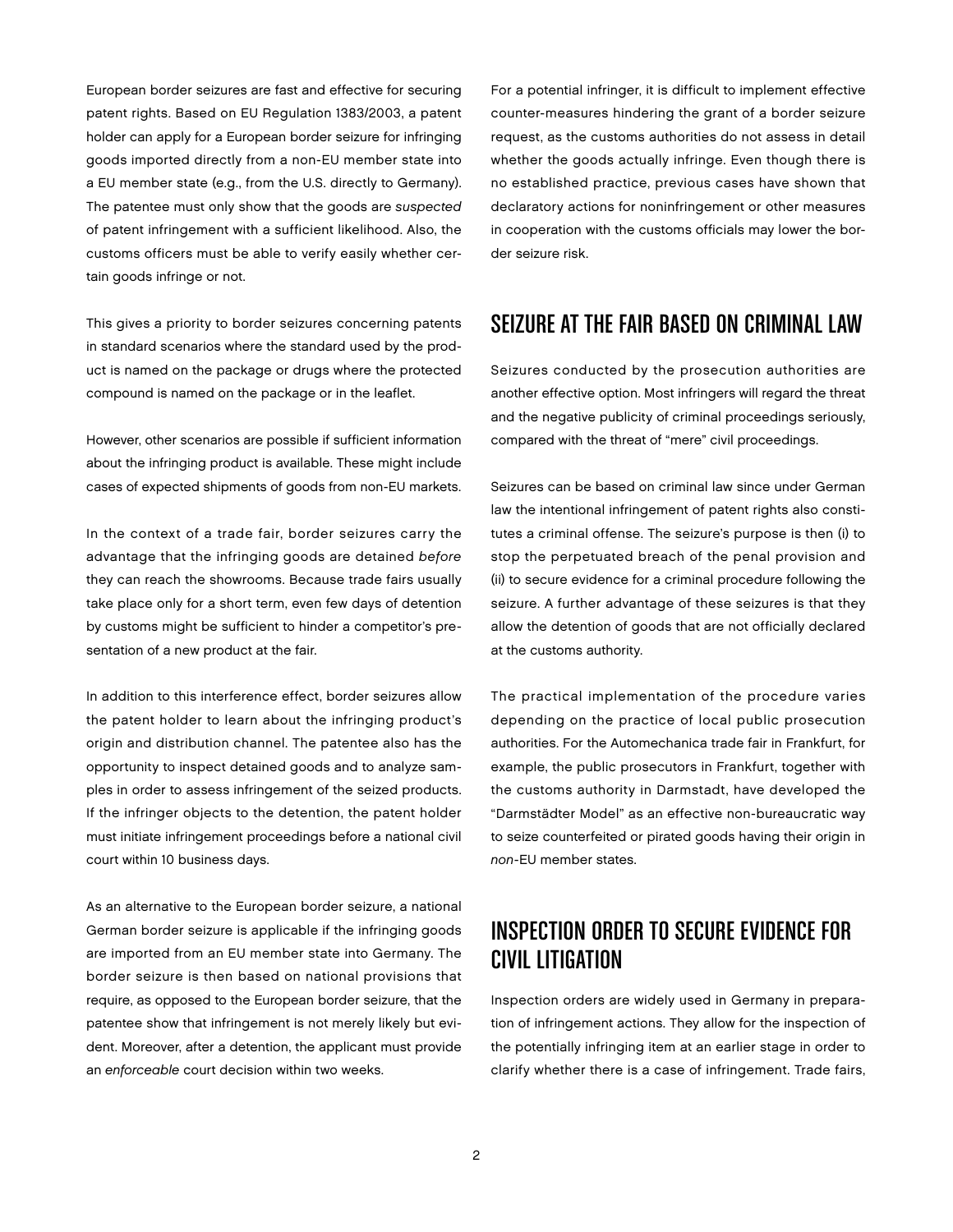European border seizures are fast and effective for securing patent rights. Based on EU Regulation 1383/2003, a patent holder can apply for a European border seizure for infringing goods imported directly from a non-EU member state into a EU member state (e.g., from the U.S. directly to Germany). The patentee must only show that the goods are *suspected* of patent infringement with a sufficient likelihood. Also, the customs officers must be able to verify easily whether certain goods infringe or not.

This gives a priority to border seizures concerning patents in standard scenarios where the standard used by the product is named on the package or drugs where the protected compound is named on the package or in the leaflet.

However, other scenarios are possible if sufficient information about the infringing product is available. These might include cases of expected shipments of goods from non-EU markets.

In the context of a trade fair, border seizures carry the advantage that the infringing goods are detained *before* they can reach the showrooms. Because trade fairs usually take place only for a short term, even few days of detention by customs might be sufficient to hinder a competitor's presentation of a new product at the fair.

In addition to this interference effect, border seizures allow the patent holder to learn about the infringing product's origin and distribution channel. The patentee also has the opportunity to inspect detained goods and to analyze samples in order to assess infringement of the seized products. If the infringer objects to the detention, the patent holder must initiate infringement proceedings before a national civil court within 10 business days.

As an alternative to the European border seizure, a national German border seizure is applicable if the infringing goods are imported from an EU member state into Germany. The border seizure is then based on national provisions that require, as opposed to the European border seizure, that the patentee show that infringement is not merely likely but evident. Moreover, after a detention, the applicant must provide an *enforceable* court decision within two weeks.

For a potential infringer, it is difficult to implement effective counter-measures hindering the grant of a border seizure request, as the customs authorities do not assess in detail whether the goods actually infringe. Even though there is no established practice, previous cases have shown that declaratory actions for noninfringement or other measures in cooperation with the customs officials may lower the border seizure risk.

## SEIZURE AT THE FAIR BASED ON CRIMINAL LAW

Seizures conducted by the prosecution authorities are another effective option. Most infringers will regard the threat and the negative publicity of criminal proceedings seriously, compared with the threat of "mere" civil proceedings.

Seizures can be based on criminal law since under German law the intentional infringement of patent rights also constitutes a criminal offense. The seizure's purpose is then (i) to stop the perpetuated breach of the penal provision and (ii) to secure evidence for a criminal procedure following the seizure. A further advantage of these seizures is that they allow the detention of goods that are not officially declared at the customs authority.

The practical implementation of the procedure varies depending on the practice of local public prosecution authorities. For the Automechanica trade fair in Frankfurt, for example, the public prosecutors in Frankfurt, together with the customs authority in Darmstadt, have developed the "Darmstädter Model" as an effective non-bureaucratic way to seize counterfeited or pirated goods having their origin in *non*-EU member states.

## INSPECTION ORDER TO SECURE EVIDENCE FOR CIVIL LITIGATION

Inspection orders are widely used in Germany in preparation of infringement actions. They allow for the inspection of the potentially infringing item at an earlier stage in order to clarify whether there is a case of infringement. Trade fairs,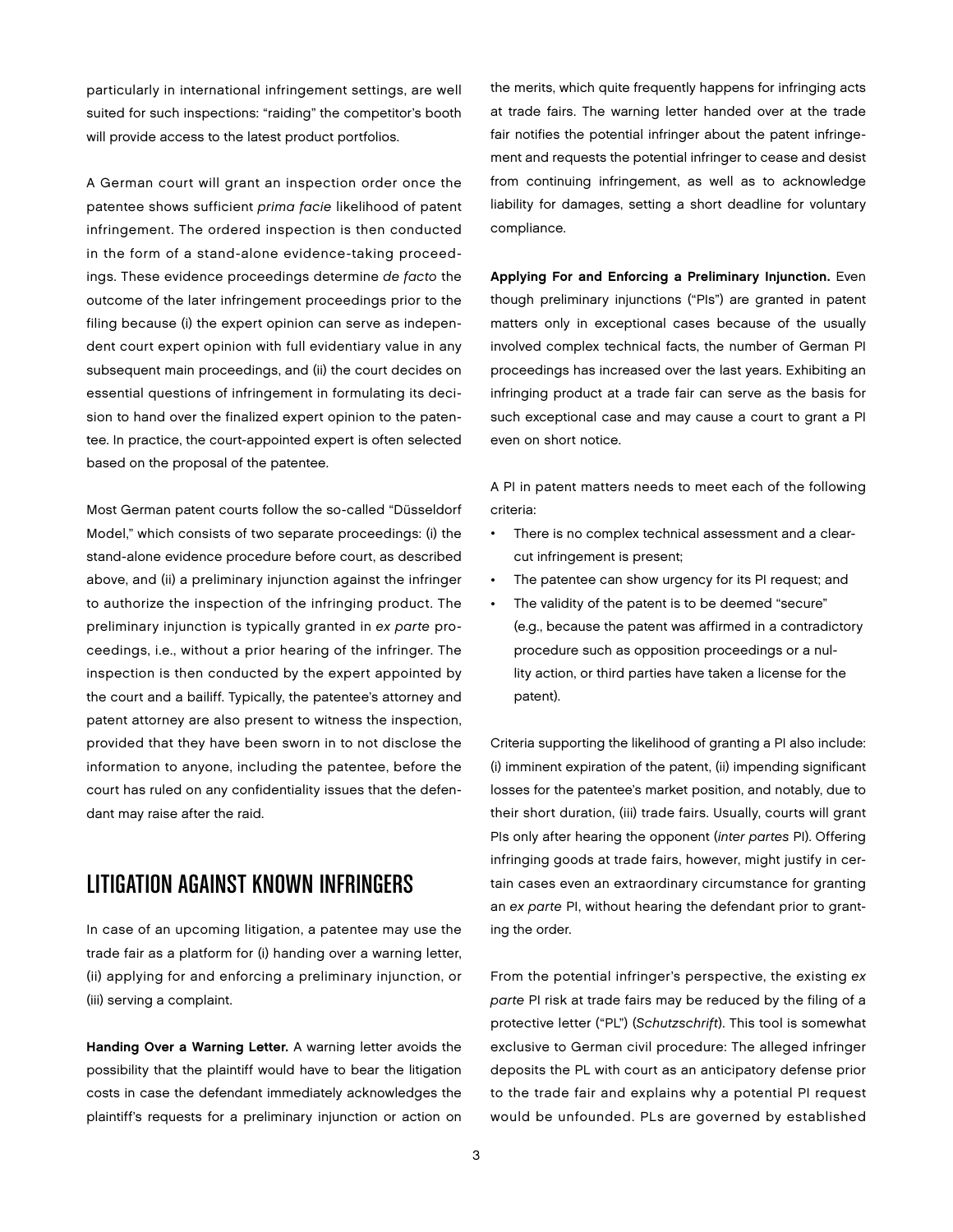particularly in international infringement settings, are well suited for such inspections: "raiding" the competitor's booth will provide access to the latest product portfolios.

A German court will grant an inspection order once the patentee shows sufficient *prima facie* likelihood of patent infringement. The ordered inspection is then conducted in the form of a stand-alone evidence-taking proceedings. These evidence proceedings determine *de facto* the outcome of the later infringement proceedings prior to the filing because (i) the expert opinion can serve as independent court expert opinion with full evidentiary value in any subsequent main proceedings, and (ii) the court decides on essential questions of infringement in formulating its decision to hand over the finalized expert opinion to the patentee. In practice, the court-appointed expert is often selected based on the proposal of the patentee.

Most German patent courts follow the so-called "Düsseldorf Model," which consists of two separate proceedings: (i) the stand-alone evidence procedure before court, as described above, and (ii) a preliminary injunction against the infringer to authorize the inspection of the infringing product. The preliminary injunction is typically granted in *ex parte* proceedings, i.e., without a prior hearing of the infringer. The inspection is then conducted by the expert appointed by the court and a bailiff. Typically, the patentee's attorney and patent attorney are also present to witness the inspection, provided that they have been sworn in to not disclose the information to anyone, including the patentee, before the court has ruled on any confidentiality issues that the defendant may raise after the raid.

## LITIGATION AGAINST KNOWN INFRINGERS

In case of an upcoming litigation, a patentee may use the trade fair as a platform for (i) handing over a warning letter, (ii) applying for and enforcing a preliminary injunction, or (iii) serving a complaint.

**Handing Over a Warning Letter.** A warning letter avoids the possibility that the plaintiff would have to bear the litigation costs in case the defendant immediately acknowledges the plaintiff's requests for a preliminary injunction or action on the merits, which quite frequently happens for infringing acts at trade fairs. The warning letter handed over at the trade fair notifies the potential infringer about the patent infringement and requests the potential infringer to cease and desist from continuing infringement, as well as to acknowledge liability for damages, setting a short deadline for voluntary compliance.

**Applying For and Enforcing a Preliminary Injunction.** Even though preliminary injunctions ("PIs") are granted in patent matters only in exceptional cases because of the usually involved complex technical facts, the number of German PI proceedings has increased over the last years. Exhibiting an infringing product at a trade fair can serve as the basis for such exceptional case and may cause a court to grant a PI even on short notice.

A PI in patent matters needs to meet each of the following criteria:

- There is no complex technical assessment and a clear-cut infringement is present;
- The patentee can show urgency for its PI request; and
- The validity of the patent is to be deemed "secure" (e.g., because the patent was affirmed in a contradictory procedure such as opposition proceedings or a nullity action, or third parties have taken a license for the patent).

Criteria supporting the likelihood of granting a PI also include: (i) imminent expiration of the patent, (ii) impending significant losses for the patentee's market position, and notably, due to their short duration, (iii) trade fairs. Usually, courts will grant PIs only after hearing the opponent (*inter partes* PI). Offering infringing goods at trade fairs, however, might justify in certain cases even an extraordinary circumstance for granting an *ex parte* PI, without hearing the defendant prior to granting the order.

From the potential infringer's perspective, the existing *ex parte* PI risk at trade fairs may be reduced by the filing of a protective letter ("PL") (*Schutzschrift*). This tool is somewhat exclusive to German civil procedure: The alleged infringer deposits the PL with court as an anticipatory defense prior to the trade fair and explains why a potential PI request would be unfounded. PLs are governed by established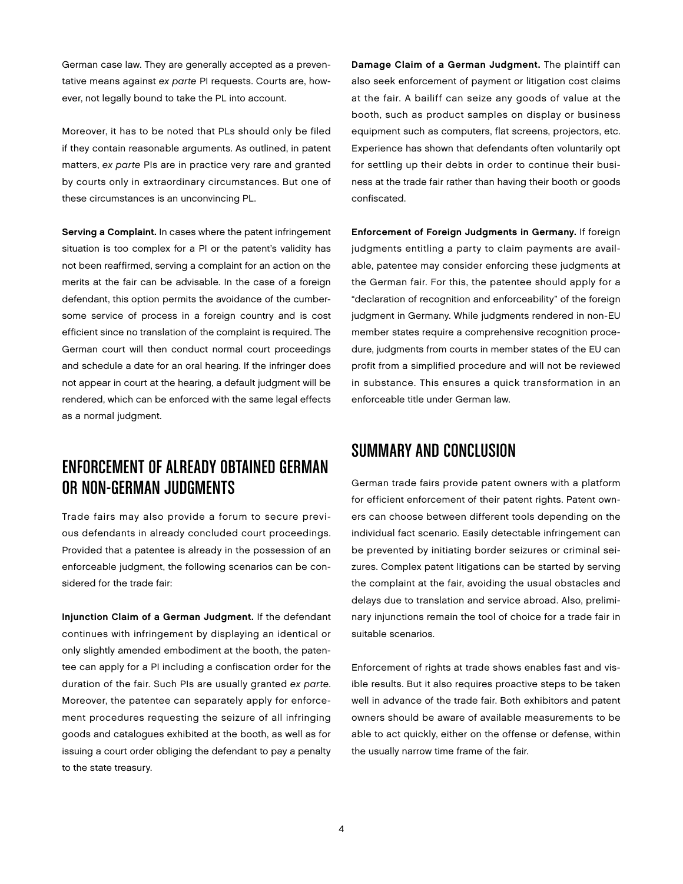German case law. They are generally accepted as a preventative means against *ex parte* PI requests. Courts are, however, not legally bound to take the PL into account.

Moreover, it has to be noted that PLs should only be filed if they contain reasonable arguments. As outlined, in patent matters, *ex parte* PIs are in practice very rare and granted by courts only in extraordinary circumstances. But one of these circumstances is an unconvincing PL.

**Serving a Complaint.** In cases where the patent infringement situation is too complex for a PI or the patent's validity has not been reaffirmed, serving a complaint for an action on the merits at the fair can be advisable. In the case of a foreign defendant, this option permits the avoidance of the cumbersome service of process in a foreign country and is cost efficient since no translation of the complaint is required. The German court will then conduct normal court proceedings and schedule a date for an oral hearing. If the infringer does not appear in court at the hearing, a default judgment will be rendered, which can be enforced with the same legal effects as a normal judgment.

## ENFORCEMENT OF ALREADY OBTAINED GERMAN OR NON-GERMAN JUDGMENTS

Trade fairs may also provide a forum to secure previous defendants in already concluded court proceedings. Provided that a patentee is already in the possession of an enforceable judgment, the following scenarios can be considered for the trade fair:

**Injunction Claim of a German Judgment.** If the defendant continues with infringement by displaying an identical or only slightly amended embodiment at the booth, the patentee can apply for a PI including a confiscation order for the duration of the fair. Such PIs are usually granted *ex parte*. Moreover, the patentee can separately apply for enforcement procedures requesting the seizure of all infringing goods and catalogues exhibited at the booth, as well as for issuing a court order obliging the defendant to pay a penalty to the state treasury.

**Damage Claim of a German Judgment.** The plaintiff can also seek enforcement of payment or litigation cost claims at the fair. A bailiff can seize any goods of value at the booth, such as product samples on display or business equipment such as computers, flat screens, projectors, etc. Experience has shown that defendants often voluntarily opt for settling up their debts in order to continue their business at the trade fair rather than having their booth or goods confiscated.

**Enforcement of Foreign Judgments in Germany.** If foreign judgments entitling a party to claim payments are available, patentee may consider enforcing these judgments at the German fair. For this, the patentee should apply for a "declaration of recognition and enforceability" of the foreign judgment in Germany. While judgments rendered in non-EU member states require a comprehensive recognition procedure, judgments from courts in member states of the EU can profit from a simplified procedure and will not be reviewed in substance. This ensures a quick transformation in an enforceable title under German law.

## SUMMARY AND CONCLUSION

German trade fairs provide patent owners with a platform for efficient enforcement of their patent rights. Patent owners can choose between different tools depending on the individual fact scenario. Easily detectable infringement can be prevented by initiating border seizures or criminal seizures. Complex patent litigations can be started by serving the complaint at the fair, avoiding the usual obstacles and delays due to translation and service abroad. Also, preliminary injunctions remain the tool of choice for a trade fair in suitable scenarios.

Enforcement of rights at trade shows enables fast and visible results. But it also requires proactive steps to be taken well in advance of the trade fair. Both exhibitors and patent owners should be aware of available measurements to be able to act quickly, either on the offense or defense, within the usually narrow time frame of the fair.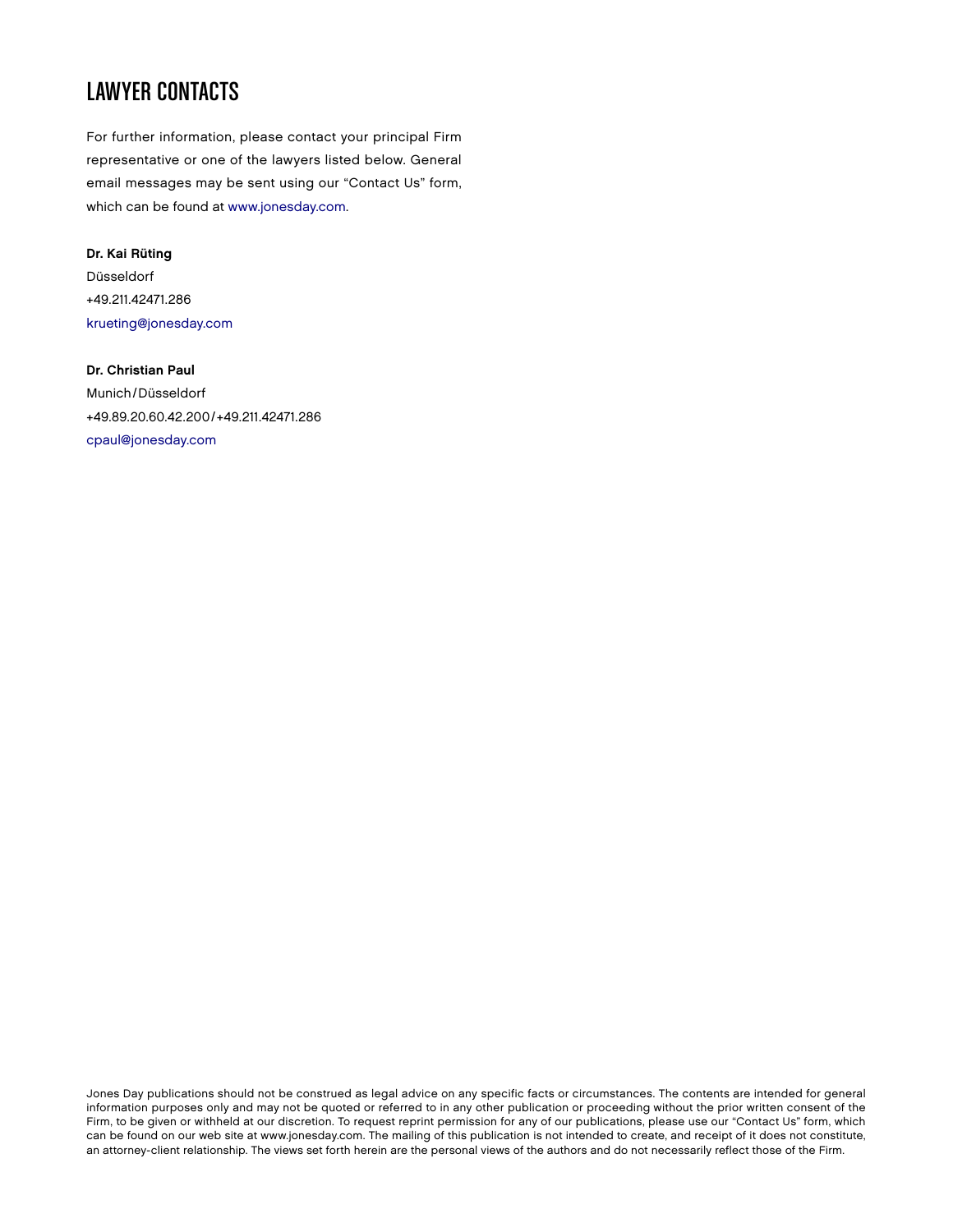## LAWYER CONTACTS

For further information, please contact your principal Firm representative or one of the lawyers listed below. General email messages may be sent using our "Contact Us" form, which can be found at www.jonesday.com.

**Dr. Kai Rüting**
Düsseldorf
+49.211.42471.286
krueting@jonesday.com

**Dr. Christian Paul**
Munich / Düsseldorf
+49.89.20.60.42.200 / +49.211.42471.286
cpaul@jonesday.com

Jones Day publications should not be construed as legal advice on any specific facts or circumstances. The contents are intended for general information purposes only and may not be quoted or referred to in any other publication or proceeding without the prior written consent of the Firm, to be given or withheld at our discretion. To request reprint permission for any of our publications, please use our "Contact Us" form, which can be found on our web site at www.jonesday.com. The mailing of this publication is not intended to create, and receipt of it does not constitute, an attorney-client relationship. The views set forth herein are the personal views of the authors and do not necessarily reflect those of the Firm.